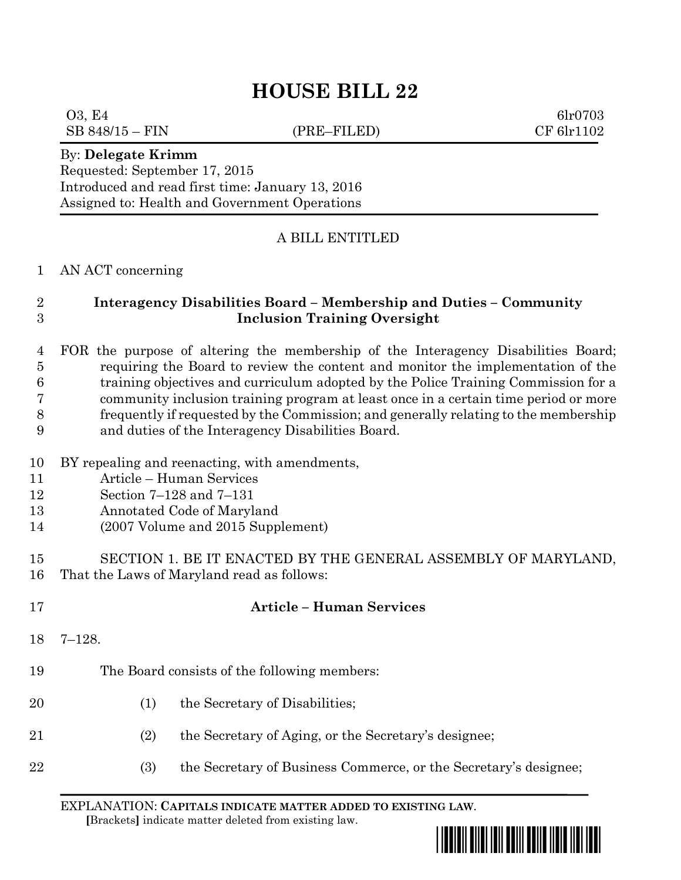# HOUSE BILL 22

O3, E4 6lr0703
SB 848/15 – FIN (PRE–FILED) CF 6lr1102

By: **Delegate Krimm**
Requested: September 17, 2015
Introduced and read first time: January 13, 2016
Assigned to: Health and Government Operations

A BILL ENTITLED

1 AN ACT concerning

2 **Interagency Disabilities Board – Membership and Duties – Community**
3 **Inclusion Training Oversight**

4 FOR the purpose of altering the membership of the Interagency Disabilities Board;
5 requiring the Board to review the content and monitor the implementation of the
6 training objectives and curriculum adopted by the Police Training Commission for a
7 community inclusion training program at least once in a certain time period or more
8 frequently if requested by the Commission; and generally relating to the membership
9 and duties of the Interagency Disabilities Board.

10 BY repealing and reenacting, with amendments,
11 Article – Human Services
12 Section 7–128 and 7–131
13 Annotated Code of Maryland
14 (2007 Volume and 2015 Supplement)

15 SECTION 1. BE IT ENACTED BY THE GENERAL ASSEMBLY OF MARYLAND,
16 That the Laws of Maryland read as follows:

17 **Article – Human Services**

18 7–128.

19 The Board consists of the following members:

20 (1) the Secretary of Disabilities;

21 (2) the Secretary of Aging, or the Secretary's designee;

22 (3) the Secretary of Business Commerce, or the Secretary's designee;

EXPLANATION: **CAPITALS INDICATE MATTER ADDED TO EXISTING LAW**.
[Brackets] indicate matter deleted from existing law.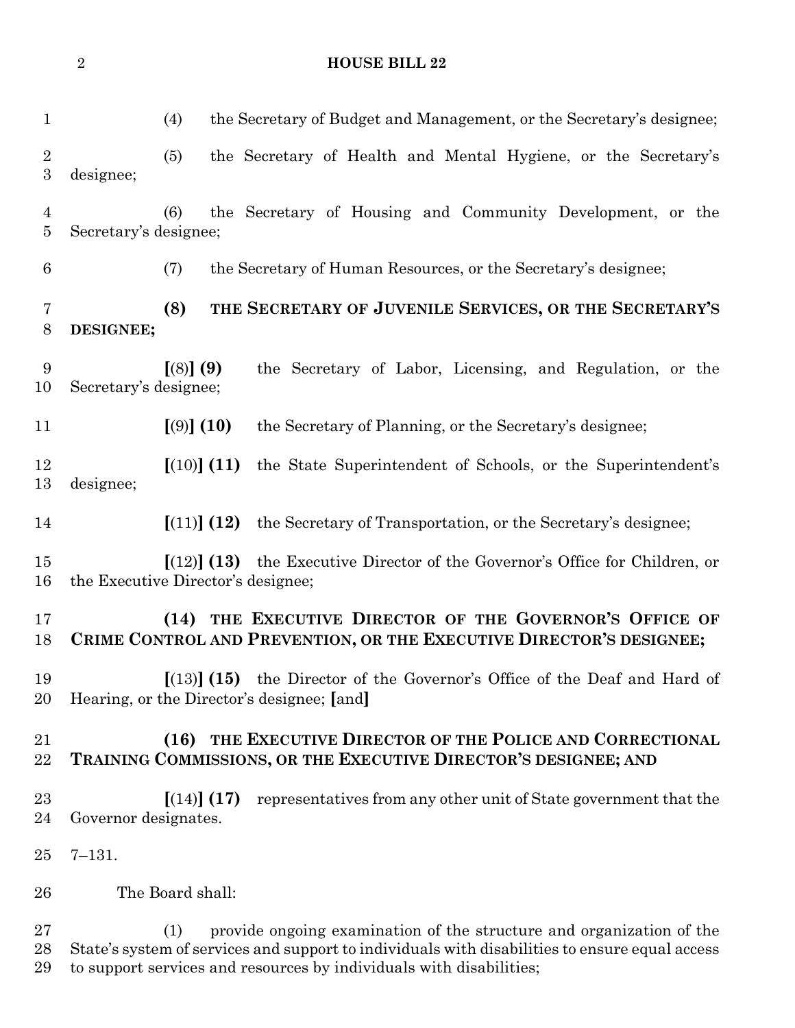(4) the Secretary of Budget and Management, or the Secretary's designee;

(5) the Secretary of Health and Mental Hygiene, or the Secretary's designee;

(6) the Secretary of Housing and Community Development, or the Secretary's designee;

(7) the Secretary of Human Resources, or the Secretary's designee;

**(8) THE SECRETARY OF JUVENILE SERVICES, OR THE SECRETARY'S DESIGNEE;**

**[**(8)**] (9)** the Secretary of Labor, Licensing, and Regulation, or the Secretary's designee;

**[**(9)**] (10)** the Secretary of Planning, or the Secretary's designee;

**[**(10)**] (11)** the State Superintendent of Schools, or the Superintendent's designee;

**[**(11)**] (12)** the Secretary of Transportation, or the Secretary's designee;

**[**(12)**] (13)** the Executive Director of the Governor's Office for Children, or the Executive Director's designee;

**(14) THE EXECUTIVE DIRECTOR OF THE GOVERNOR'S OFFICE OF CRIME CONTROL AND PREVENTION, OR THE EXECUTIVE DIRECTOR'S DESIGNEE;**

**[**(13)**] (15)** the Director of the Governor's Office of the Deaf and Hard of Hearing, or the Director's designee; **[**and**]**

**(16) THE EXECUTIVE DIRECTOR OF THE POLICE AND CORRECTIONAL TRAINING COMMISSIONS, OR THE EXECUTIVE DIRECTOR'S DESIGNEE; AND**

**[**(14)**] (17)** representatives from any other unit of State government that the Governor designates.

7–131.

The Board shall:

(1) provide ongoing examination of the structure and organization of the State's system of services and support to individuals with disabilities to ensure equal access to support services and resources by individuals with disabilities;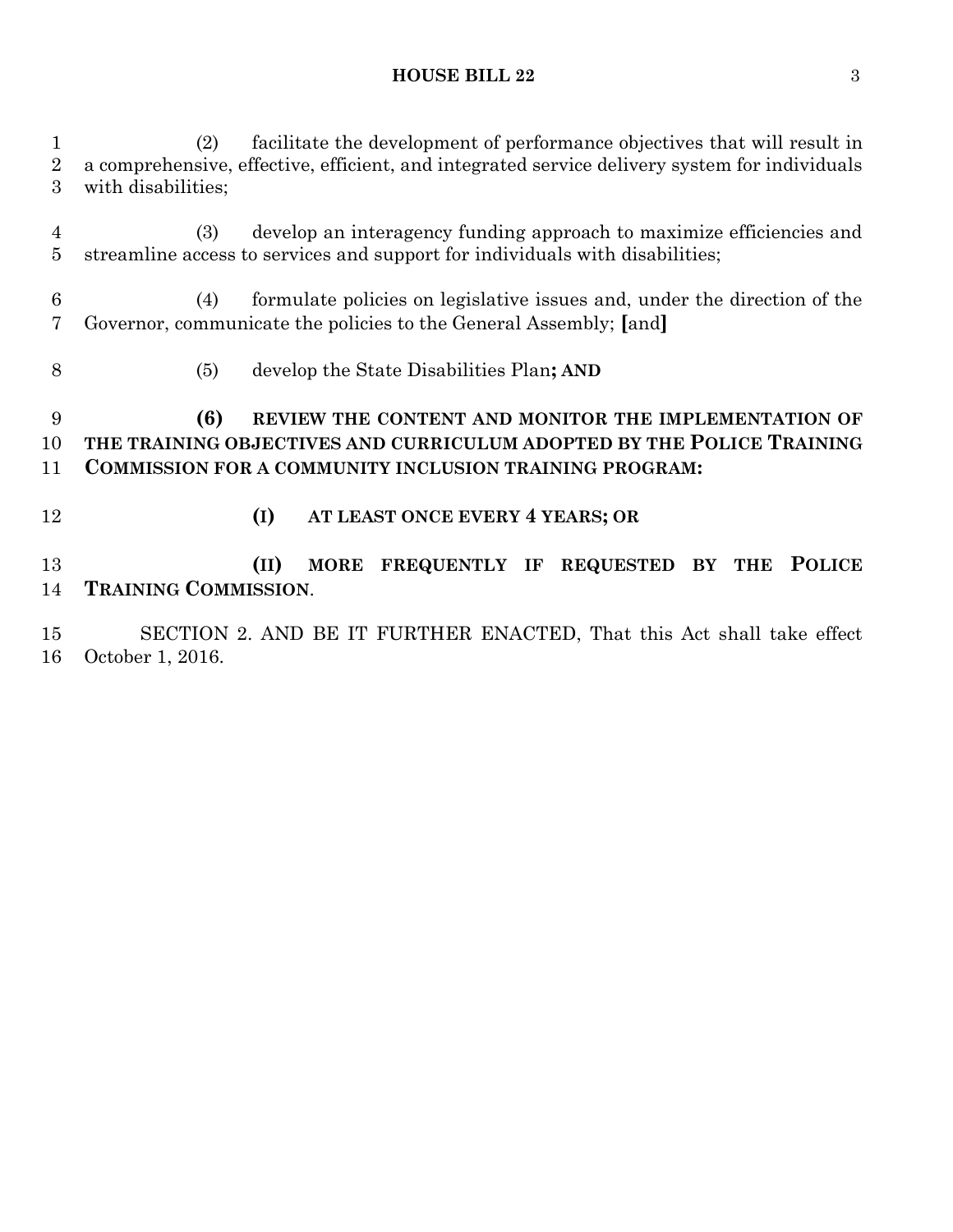(2) facilitate the development of performance objectives that will result in a comprehensive, effective, efficient, and integrated service delivery system for individuals with disabilities;

(3) develop an interagency funding approach to maximize efficiencies and streamline access to services and support for individuals with disabilities;

(4) formulate policies on legislative issues and, under the direction of the Governor, communicate the policies to the General Assembly; **[**and**]**

(5) develop the State Disabilities Plan**; AND**

**(6) REVIEW THE CONTENT AND MONITOR THE IMPLEMENTATION OF THE TRAINING OBJECTIVES AND CURRICULUM ADOPTED BY THE POLICE TRAINING COMMISSION FOR A COMMUNITY INCLUSION TRAINING PROGRAM:**

**(I) AT LEAST ONCE EVERY 4 YEARS; OR**

**(II) MORE FREQUENTLY IF REQUESTED BY THE POLICE TRAINING COMMISSION**.

SECTION 2. AND BE IT FURTHER ENACTED, That this Act shall take effect October 1, 2016.